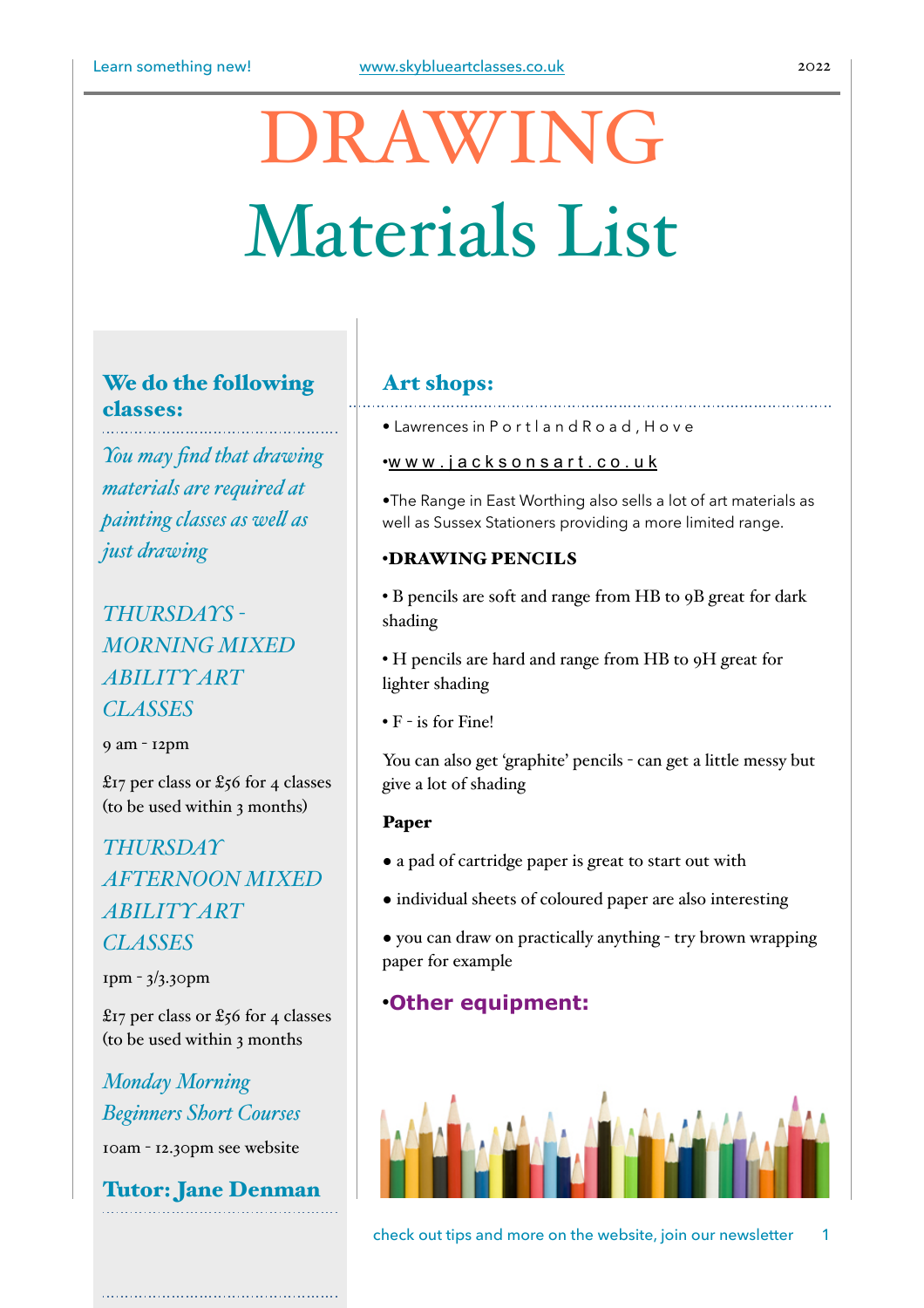# DRAWING

# Materials List

## We do the following classes:

*You may find that drawing materials are required at painting classes as well as just drawing*

*THURSDAYS - MORNING MIXED ABILITY ART CLASSES*

9 am - 12pm

£17 per class or £56 for 4 classes (to be used within 3 months)

*THURSDAY AFTERNOON MIXED ABILITY ART CLASSES*

1pm - 3/3.30pm

£17 per class or £56 for 4 classes (to be used within 3 months

*Monday Morning Beginners Short Courses*

10am - 12.30pm see website

**Tutor: Jane Denman**

## Art shops:

• Lawrences in Portland Road, Hove

•www.jacksonsart.co.uk

•The Range in East Worthing also sells a lot of art materials as well as Sussex Stationers providing a more limited range.

**•DRAWING PENCILS**

• B pencils are soft and range from HB to 9B great for dark shading

• H pencils are hard and range from HB to 9H great for lighter shading

• F - is for Fine!

You can also get 'graphite' pencils - can get a little messy but give a lot of shading

**Paper**

- a pad of cartridge paper is great to start out with
- individual sheets of coloured paper are also interesting
- you can draw on practically anything - try brown wrapping paper for example

**•Other equipment:**

check out tips and more on the website, join our newsletter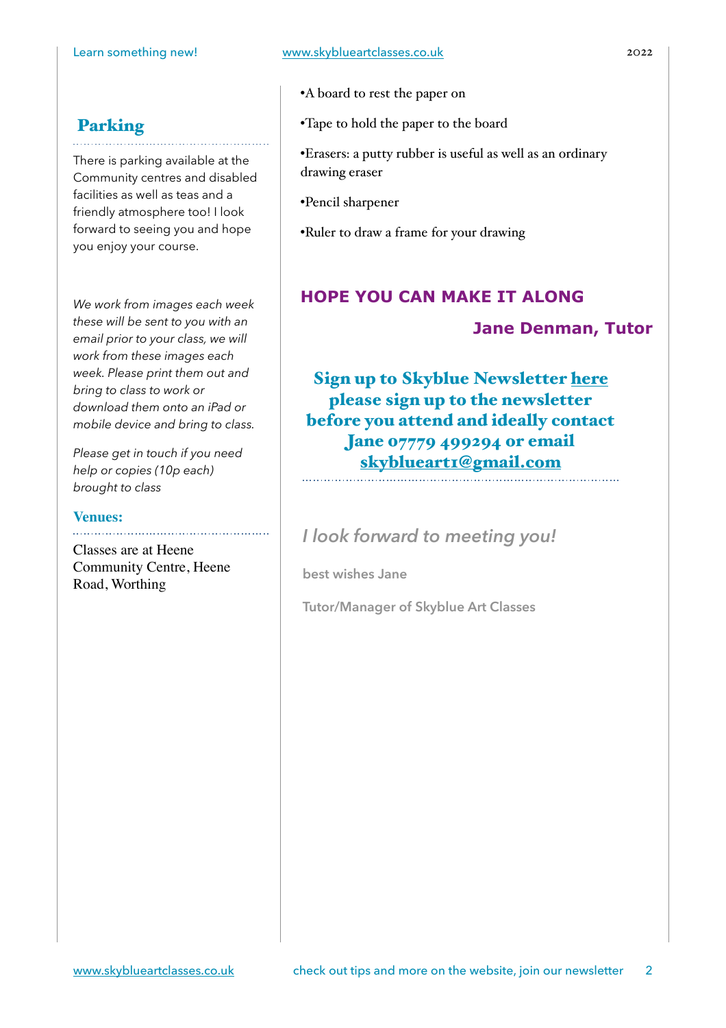## Parking

There is parking available at the Community centres and disabled facilities as well as teas and a friendly atmosphere too! I look forward to seeing you and hope you enjoy your course.

*We work from images each week these will be sent to you with an email prior to your class, we will work from these images each week. Please print them out and bring to class to work or download them onto an iPad or mobile device and bring to class.*

*Please get in touch if you need help or copies (10p each) brought to class*

### Venues:

Classes are at Heene Community Centre, Heene Road, Worthing

- •A board to rest the paper on
- •Tape to hold the paper to the board
- •Erasers: a putty rubber is useful as well as an ordinary drawing eraser
- •Pencil sharpener
- •Ruler to draw a frame for your drawing

**HOPE YOU CAN MAKE IT ALONG**

**Jane Denman, Tutor**

**Sign up to Skyblue Newsletter here please sign up to the newsletter before you attend and ideally contact Jane 07779 499294 or email skyblueart1@gmail.com**

*I look forward to meeting you!*

best wishes Jane

Tutor/Manager of Skyblue Art Classes